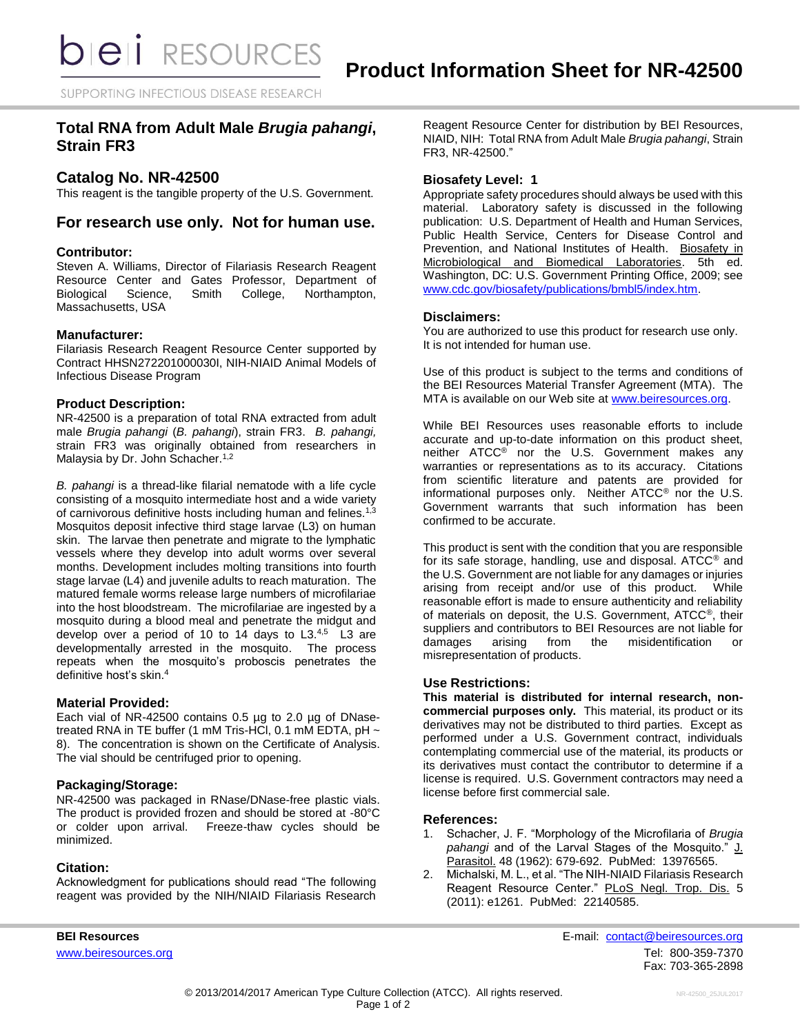# Product Information Sheet for NR-42500

## Total RNA from Adult Male *Brugia pahangi*, Strain FR3

## Catalog No. NR-42500

This reagent is the tangible property of the U.S. Government.

## For research use only. Not for human use.

### Contributor:

Steven A. Williams, Director of Filariasis Research Reagent Resource Center and Gates Professor, Department of Biological Science, Smith College, Northampton, Massachusetts, USA

### Manufacturer:

Filariasis Research Reagent Resource Center supported by Contract HHSN272201000030I, NIH-NIAID Animal Models of Infectious Disease Program

### Product Description:

NR-42500 is a preparation of total RNA extracted from adult male *Brugia pahangi* (*B. pahangi*), strain FR3. *B. pahangi,* strain FR3 was originally obtained from researchers in Malaysia by Dr. John Schacher.[1,2]

*B. pahangi* is a thread-like filarial nematode with a life cycle consisting of a mosquito intermediate host and a wide variety of carnivorous definitive hosts including human and felines.[1,3] Mosquitos deposit infective third stage larvae (L3) on human skin. The larvae then penetrate and migrate to the lymphatic vessels where they develop into adult worms over several months. Development includes molting transitions into fourth stage larvae (L4) and juvenile adults to reach maturation. The matured female worms release large numbers of microfilariae into the host bloodstream. The microfilariae are ingested by a mosquito during a blood meal and penetrate the midgut and develop over a period of 10 to 14 days to L3.[4,5] L3 are developmentally arrested in the mosquito. The process repeats when the mosquito's proboscis penetrates the definitive host's skin.[4]

### Material Provided:

Each vial of NR-42500 contains 0.5 µg to 2.0 µg of DNase-treated RNA in TE buffer (1 mM Tris-HCl, 0.1 mM EDTA, pH ~ 8). The concentration is shown on the Certificate of Analysis. The vial should be centrifuged prior to opening.

### Packaging/Storage:

NR-42500 was packaged in RNase/DNase-free plastic vials. The product is provided frozen and should be stored at -80°C or colder upon arrival. Freeze-thaw cycles should be minimized.

### Citation:

Acknowledgment for publications should read "The following reagent was provided by the NIH/NIAID Filariasis Research Reagent Resource Center for distribution by BEI Resources, NIAID, NIH: Total RNA from Adult Male *Brugia pahangi*, Strain FR3, NR-42500."

### Biosafety Level: 1

Appropriate safety procedures should always be used with this material. Laboratory safety is discussed in the following publication: U.S. Department of Health and Human Services, Public Health Service, Centers for Disease Control and Prevention, and National Institutes of Health. Biosafety in Microbiological and Biomedical Laboratories. 5th ed. Washington, DC: U.S. Government Printing Office, 2009; see www.cdc.gov/biosafety/publications/bmbl5/index.htm.

### Disclaimers:

You are authorized to use this product for research use only. It is not intended for human use.

Use of this product is subject to the terms and conditions of the BEI Resources Material Transfer Agreement (MTA). The MTA is available on our Web site at www.beiresources.org.

While BEI Resources uses reasonable efforts to include accurate and up-to-date information on this product sheet, neither ATCC® nor the U.S. Government makes any warranties or representations as to its accuracy. Citations from scientific literature and patents are provided for informational purposes only. Neither ATCC® nor the U.S. Government warrants that such information has been confirmed to be accurate.

This product is sent with the condition that you are responsible for its safe storage, handling, use and disposal. ATCC® and the U.S. Government are not liable for any damages or injuries arising from receipt and/or use of this product. While reasonable effort is made to ensure authenticity and reliability of materials on deposit, the U.S. Government, ATCC®, their suppliers and contributors to BEI Resources are not liable for damages arising from the misidentification or misrepresentation of products.

### Use Restrictions:

**This material is distributed for internal research, non-commercial purposes only.** This material, its product or its derivatives may not be distributed to third parties. Except as performed under a U.S. Government contract, individuals contemplating commercial use of the material, its products or its derivatives must contact the contributor to determine if a license is required. U.S. Government contractors may need a license before first commercial sale.

### References:

1. Schacher, J. F. "Morphology of the Microfilaria of *Brugia pahangi* and of the Larval Stages of the Mosquito." J. Parasitol. 48 (1962): 679-692. PubMed: 13976565.
2. Michalski, M. L., et al. "The NIH-NIAID Filariasis Research Reagent Resource Center." PLoS Negl. Trop. Dis. 5 (2011): e1261. PubMed: 22140585.

**BEI Resources**
www.beiresources.org

E-mail: contact@beiresources.org
Tel: 800-359-7370
Fax: 703-365-2898

© 2013/2014/2017 American Type Culture Collection (ATCC). All rights reserved.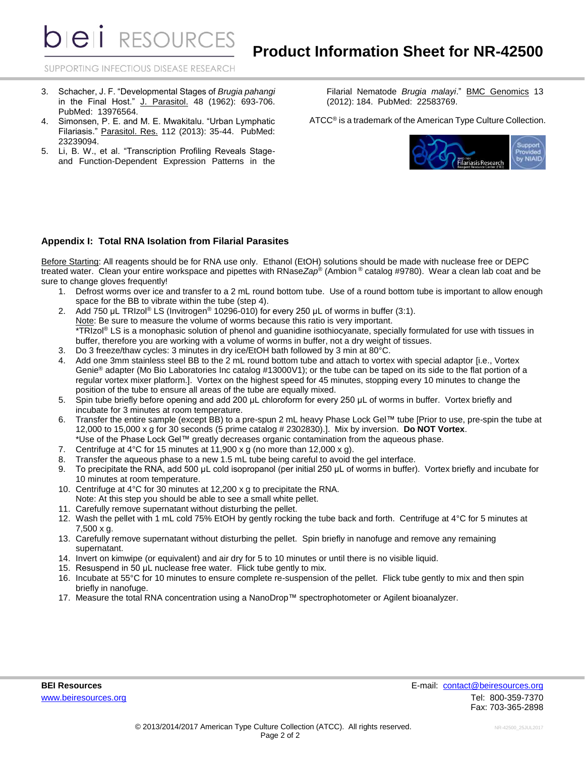3. Schacher, J. F. "Developmental Stages of *Brugia pahangi* in the Final Host." J. Parasitol. 48 (1962): 693-706. PubMed: 13976564.
4. Simonsen, P. E. and M. E. Mwakitalu. "Urban Lymphatic Filariasis." Parasitol. Res. 112 (2013): 35-44. PubMed: 23239094.
5. Li, B. W., et al. "Transcription Profiling Reveals Stage- and Function-Dependent Expression Patterns in the Filarial Nematode *Brugia malayi*." BMC Genomics 13 (2012): 184. PubMed: 22583769.

ATCC® is a trademark of the American Type Culture Collection.

### Appendix I: Total RNA Isolation from Filarial Parasites

Before Starting: All reagents should be for RNA use only. Ethanol (EtOH) solutions should be made with nuclease free or DEPC treated water. Clean your entire workspace and pipettes with RNase*Zap*® (Ambion® catalog #9780). Wear a clean lab coat and be sure to change gloves frequently!

1. Defrost worms over ice and transfer to a 2 mL round bottom tube. Use of a round bottom tube is important to allow enough space for the BB to vibrate within the tube (step 4).
2. Add 750 µL TRIzol® LS (Invitrogen® 10296-010) for every 250 µL of worms in buffer (3:1).
   Note: Be sure to measure the volume of worms because this ratio is very important.
   *TRIzol® LS is a monophasic solution of phenol and guanidine isothiocyanate, specially formulated for use with tissues in buffer, therefore you are working with a volume of worms in buffer, not a dry weight of tissues.
3. Do 3 freeze/thaw cycles: 3 minutes in dry ice/EtOH bath followed by 3 min at 80°C.
4. Add one 3mm stainless steel BB to the 2 mL round bottom tube and attach to vortex with special adaptor [i.e., Vortex Genie® adapter (Mo Bio Laboratories Inc catalog #13000V1); or the tube can be taped on its side to the flat portion of a regular vortex mixer platform.]. Vortex on the highest speed for 45 minutes, stopping every 10 minutes to change the position of the tube to ensure all areas of the tube are equally mixed.
5. Spin tube briefly before opening and add 200 µL chloroform for every 250 µL of worms in buffer. Vortex briefly and incubate for 3 minutes at room temperature.
6. Transfer the entire sample (except BB) to a pre-spun 2 mL heavy Phase Lock Gel™ tube [Prior to use, pre-spin the tube at 12,000 to 15,000 x g for 30 seconds (5 prime catalog # 2302830).]. Mix by inversion. **Do NOT Vortex**.
   *Use of the Phase Lock Gel™ greatly decreases organic contamination from the aqueous phase.
7. Centrifuge at 4°C for 15 minutes at 11,900 x g (no more than 12,000 x g).
8. Transfer the aqueous phase to a new 1.5 mL tube being careful to avoid the gel interface.
9. To precipitate the RNA, add 500 µL cold isopropanol (per initial 250 µL of worms in buffer). Vortex briefly and incubate for 10 minutes at room temperature.
10. Centrifuge at 4°C for 30 minutes at 12,200 x g to precipitate the RNA.
    Note: At this step you should be able to see a small white pellet.
11. Carefully remove supernatant without disturbing the pellet.
12. Wash the pellet with 1 mL cold 75% EtOH by gently rocking the tube back and forth. Centrifuge at 4°C for 5 minutes at 7,500 x g.
13. Carefully remove supernatant without disturbing the pellet. Spin briefly in nanofuge and remove any remaining supernatant.
14. Invert on kimwipe (or equivalent) and air dry for 5 to 10 minutes or until there is no visible liquid.
15. Resuspend in 50 µL nuclease free water. Flick tube gently to mix.
16. Incubate at 55°C for 10 minutes to ensure complete re-suspension of the pellet. Flick tube gently to mix and then spin briefly in nanofuge.
17. Measure the total RNA concentration using a NanoDrop™ spectrophotometer or Agilent bioanalyzer.

**BEI Resources**
www.beiresources.org

E-mail: contact@beiresources.org
Tel: 800-359-7370
Fax: 703-365-2898

© 2013/2014/2017 American Type Culture Collection (ATCC). All rights reserved.